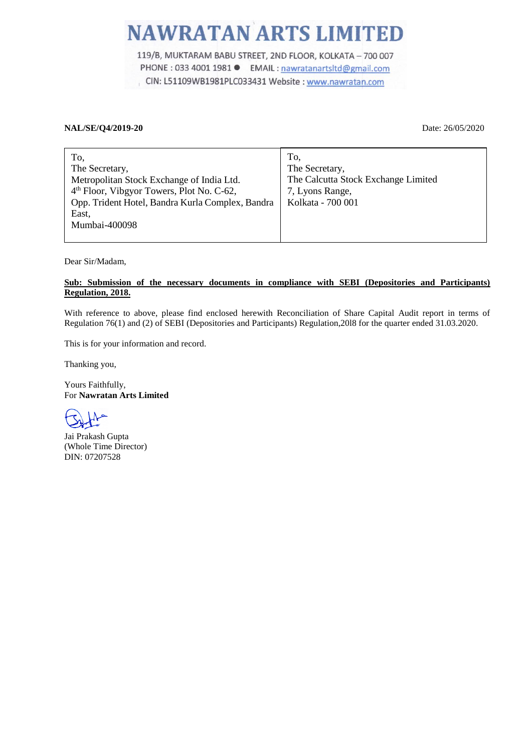# NAWRATAN ARTS LIMITED

119/B, MUKTARAM BABU STREET, 2ND FLOOR, KOLKATA – 700 007

PHONE : 033 4001 1981 ● EMAIL : nawratanartsltd@gmail.com

CIN: L51109WB1981PLC033431 Website : www.nawratan.com

**NAL/SE/Q4/2019-20**

Date: 26/05/2020

| To,<br>The Secretary,<br>Metropolitan Stock Exchange of India Ltd.<br>4th Floor, Vibgyor Towers, Plot No. C-62,<br>Opp. Trident Hotel, Bandra Kurla Complex, Bandra East,<br>Mumbai-400098 | To,<br>The Secretary,<br>The Calcutta Stock Exchange Limited<br>7, Lyons Range,<br>Kolkata - 700 001 |
|---|---|

Dear Sir/Madam,

**Sub: Submission of the necessary documents in compliance with SEBI (Depositories and Participants) Regulation, 2018.**

With reference to above, please find enclosed herewith Reconciliation of Share Capital Audit report in terms of Regulation 76(1) and (2) of SEBI (Depositories and Participants) Regulation,2018 for the quarter ended 31.03.2020.

This is for your information and record.

Thanking you,

Yours Faithfully,
For **Nawratan Arts Limited**

Jai Prakash Gupta
(Whole Time Director)
DIN: 07207528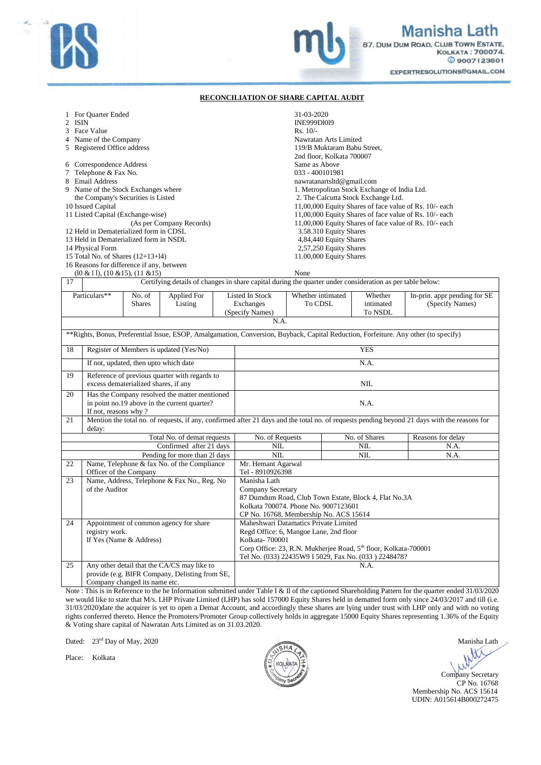Manisha Lath
87, DUM DUM ROAD, CLUB TOWN ESTATE,
KOLKATA : 700074.
9007123601
EXPERTRESOLUTIONS@GMAIL.COM

## RECONCILIATION OF SHARE CAPITAL AUDIT

| | | |
|---|---|---|
| 1 | For Quarter Ended | 31-03-2020 |
| 2 | ISIN | INE999DI0I9 |
| 3 | Face Value | Rs. 10/- |
| 4 | Name of the Company | Nawratan Arts Limited |
| 5 | Registered Office address | 119/B Muktaram Babu Street, 2nd floor, Kolkata 700007 |
| 6 | Correspondence Address | Same as Above |
| 7 | Telephone & Fax No. | 033 - 400101981 |
| 8 | Email Address | nawratanartsltd@gmail.com |
| 9 | Name of the Stock Exchanges where the Company's Securities is Listed | 1. Metropolitan Stock Exchange of India Ltd. 2. The Calcutta Stock Exchange Ltd. |
| 10 | Issued Capital | 11,00,000 Equity Shares of face value of Rs. 10/- each |
| 11 | Listed Capital (Exchange-wise) | 11,00,000 Equity Shares of face value of Rs. 10/- each |
| | (As per Company Records) | 11,00,000 Equity Shares of face value of Rs. 10/- each |
| 12 | Held in Dematerialized form in CDSL | 3.58.310 Equity Shares |
| 13 | Held in Dematerialized form in NSDL | 4,84,440 Equity Shares |
| 14 | Physical Form | 2,57,250 Equity Shares |
| 15 | Total No. of Shares (12+13+l4) | 11.00,000 Equity Shares |
| 16 | Reasons for difference if any, between (l0 & l l), (10 &15), (11 &15) | None |

17 Certifying details of changes in share capital during the quarter under consideration as per table below:

| Particulars** | No. of Shares | Applied For Listing | Listed In Stock Exchanges (Specify Names) | Whether intimated To CDSL | Whether intimated To NSDL | In-prin. appr pending for SE (Specify Names) |
|---|---|---|---|---|---|---|
| N.A. | | | | | | |

**Rights, Bonus, Preferential Issue, ESOP, Amalgamation, Conversion, Buyback, Capital Reduction, Forfeiture. Any other (to specify)

| | | |
|---|---|---|
| 18 | Register of Members is updated (Yes/No) | YES |
| | If not, updated, then upto which date | N.A. |
| 19 | Reference of previous quarter with regards to excess dematerialized shares, if any | NIL |
| 20 | Has the Company resolved the matter mentioned in point no.19 above in the current quarter? If not, reasons why ? | N.A. |

21 Mention the total no. of requests, if any, confirmed after 21 days and the total no. of requests pending beyond 21 days with the reasons for delay:

| Total No. of demat requests | No. of Requests | No. of Shares | Reasons for delay |
|---|---|---|---|
| Confirmed after 21 days | NIL | NIL | N.A. |
| Pending for more than 2l days | NIL | NIL | N.A. |

| | | |
|---|---|---|
| 22 | Name, Telephone & fax No. of the Compliance Officer of the Company | Mr. Hemant Agarwal<br>Tel - 8910926398 |
| 23 | Name, Address, Telephone & Fax No., Reg. No of the Auditor | Manisha Lath<br>Company Secretary<br>87 Dumdum Road, Club Town Estate, Block 4, Flat No.3A<br>Kolkata 700074. Phone No. 9007123601<br>CP No. 16768, Membership No. ACS 15614 |
| 24 | Appointment of common agency for share registry work. If Yes (Name & Address) | Maheshwari Datamatics Private Limited<br>Regd Office: 6, Mangoe Lane, 2nd floor<br>Kolkata- 700001<br>Corp Office: 23, R.N. Mukherjee Road, 5th floor, Kolkata-700001<br>Tel No. (033) 22435W9 I 5029, Fax No. (033 ) 2248478? |
| 25 | Any other detail that the CA/CS may like to provide (e.g. BIFR Company, Delisting from SE, Company changed its name etc. | N.A. |

Note : This is in Reference to the he Information submitted under Table I & Il of the captioned Shareholding Pattern for the quarter ended 31/03/2020 we would like to state that M/s. LHP Private Limited (LHP) has sold 157000 Equity Shares held in demated form only since 24/03/2017 and till (i.e. 31/03/2020)date the acquirer is yet to open a Demat Account, and accordingly these shares are lying under trust with LHP only and with no voting rights conferred thereto. Hence the Promoters/Promoter Group collectively holds in aggregate 15000 Equity Shares representing 1.36% of the Equity & Voting share capital of Nawratan Arts Limited as on 31.03.2020.

Dated: 23rd Day of May, 2020

Place: Kolkata

Manisha Lath
Company Secretary
CP No. 16768
Membership No. ACS 15614
UDIN: A015614B000272475